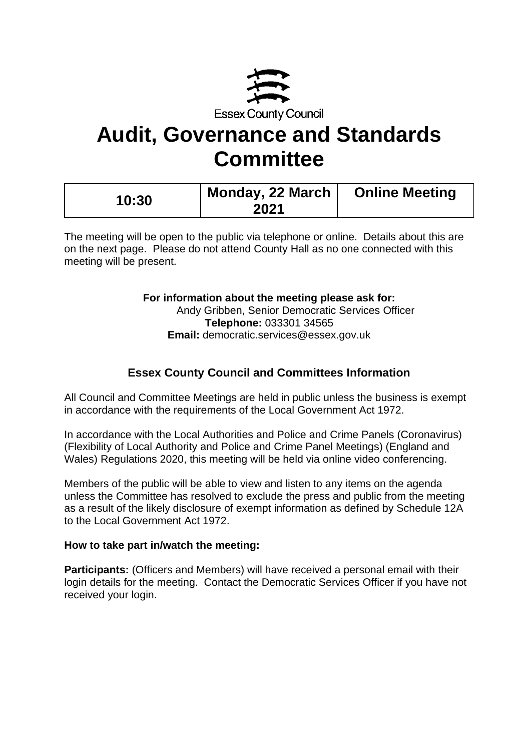Essex County Council

# Audit, Governance and Standards Committee

| 10:30 | Monday, 22 March 2021 | Online Meeting |
|---|---|---|

The meeting will be open to the public via telephone or online. Details about this are on the next page. Please do not attend County Hall as no one connected with this meeting will be present.

**For information about the meeting please ask for:**
Andy Gribben, Senior Democratic Services Officer
**Telephone:** 033301 34565
**Email:** democratic.services@essex.gov.uk

## Essex County Council and Committees Information

All Council and Committee Meetings are held in public unless the business is exempt in accordance with the requirements of the Local Government Act 1972.

In accordance with the Local Authorities and Police and Crime Panels (Coronavirus) (Flexibility of Local Authority and Police and Crime Panel Meetings) (England and Wales) Regulations 2020, this meeting will be held via online video conferencing.

Members of the public will be able to view and listen to any items on the agenda unless the Committee has resolved to exclude the press and public from the meeting as a result of the likely disclosure of exempt information as defined by Schedule 12A to the Local Government Act 1972.

**How to take part in/watch the meeting:**

**Participants:** (Officers and Members) will have received a personal email with their login details for the meeting. Contact the Democratic Services Officer if you have not received your login.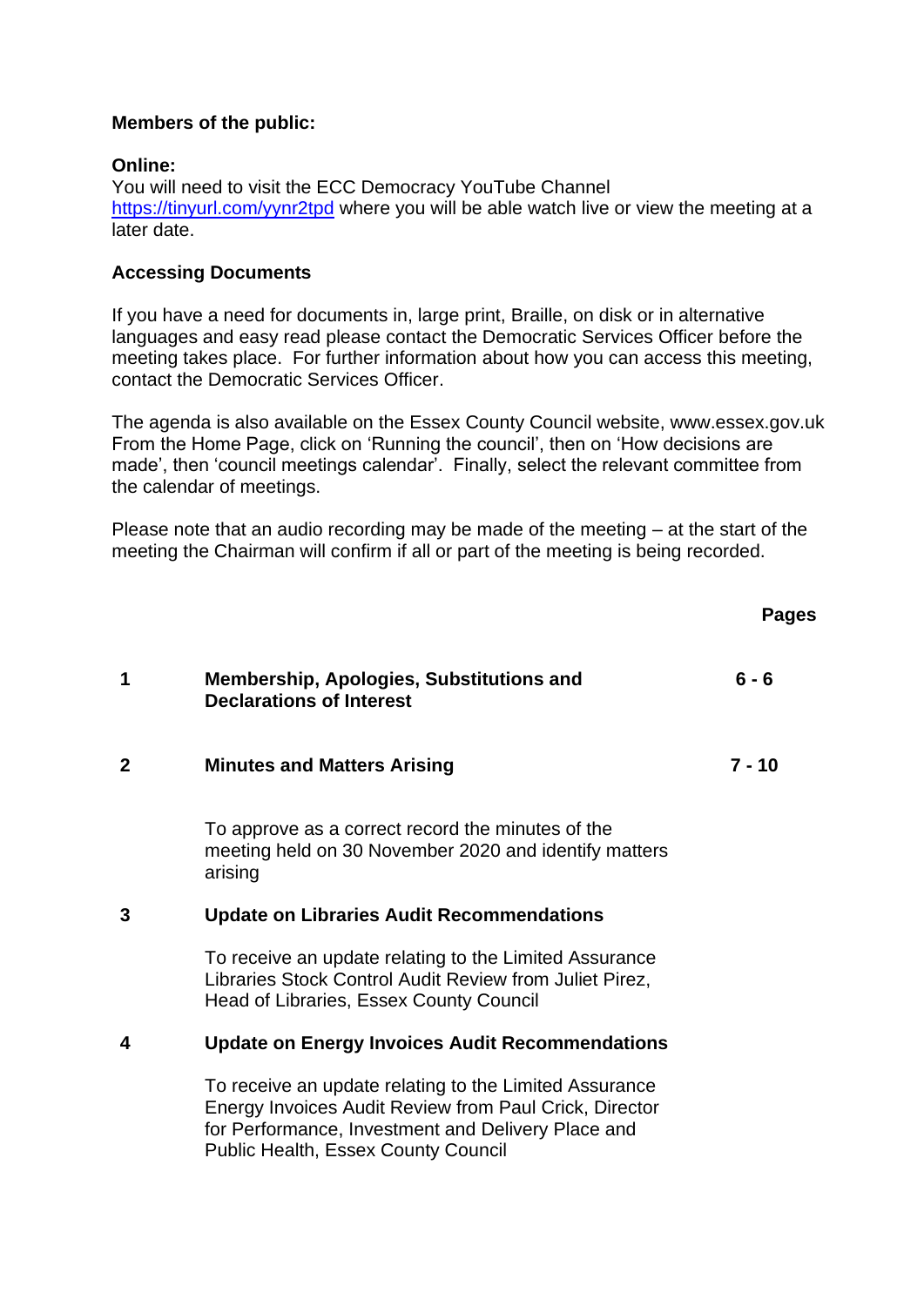**Members of the public:**

**Online:**
You will need to visit the ECC Democracy YouTube Channel [https://tinyurl.com/yynr2tpd](https://tinyurl.com/yynr2tpd) where you will be able watch live or view the meeting at a later date.

**Accessing Documents**

If you have a need for documents in, large print, Braille, on disk or in alternative languages and easy read please contact the Democratic Services Officer before the meeting takes place. For further information about how you can access this meeting, contact the Democratic Services Officer.

The agenda is also available on the Essex County Council website, www.essex.gov.uk From the Home Page, click on 'Running the council', then on 'How decisions are made', then 'council meetings calendar'. Finally, select the relevant committee from the calendar of meetings.

Please note that an audio recording may be made of the meeting – at the start of the meeting the Chairman will confirm if all or part of the meeting is being recorded.

| | | **Pages** |
|---|---|---|
| **1** | **Membership, Apologies, Substitutions and Declarations of Interest** | **6 - 6** |
| **2** | **Minutes and Matters Arising** | **7 - 10** |
| | To approve as a correct record the minutes of the meeting held on 30 November 2020 and identify matters arising | |
| **3** | **Update on Libraries Audit Recommendations** | |
| | To receive an update relating to the Limited Assurance Libraries Stock Control Audit Review from Juliet Pirez, Head of Libraries, Essex County Council | |
| **4** | **Update on Energy Invoices Audit Recommendations** | |
| | To receive an update relating to the Limited Assurance Energy Invoices Audit Review from Paul Crick, Director for Performance, Investment and Delivery Place and Public Health, Essex County Council | |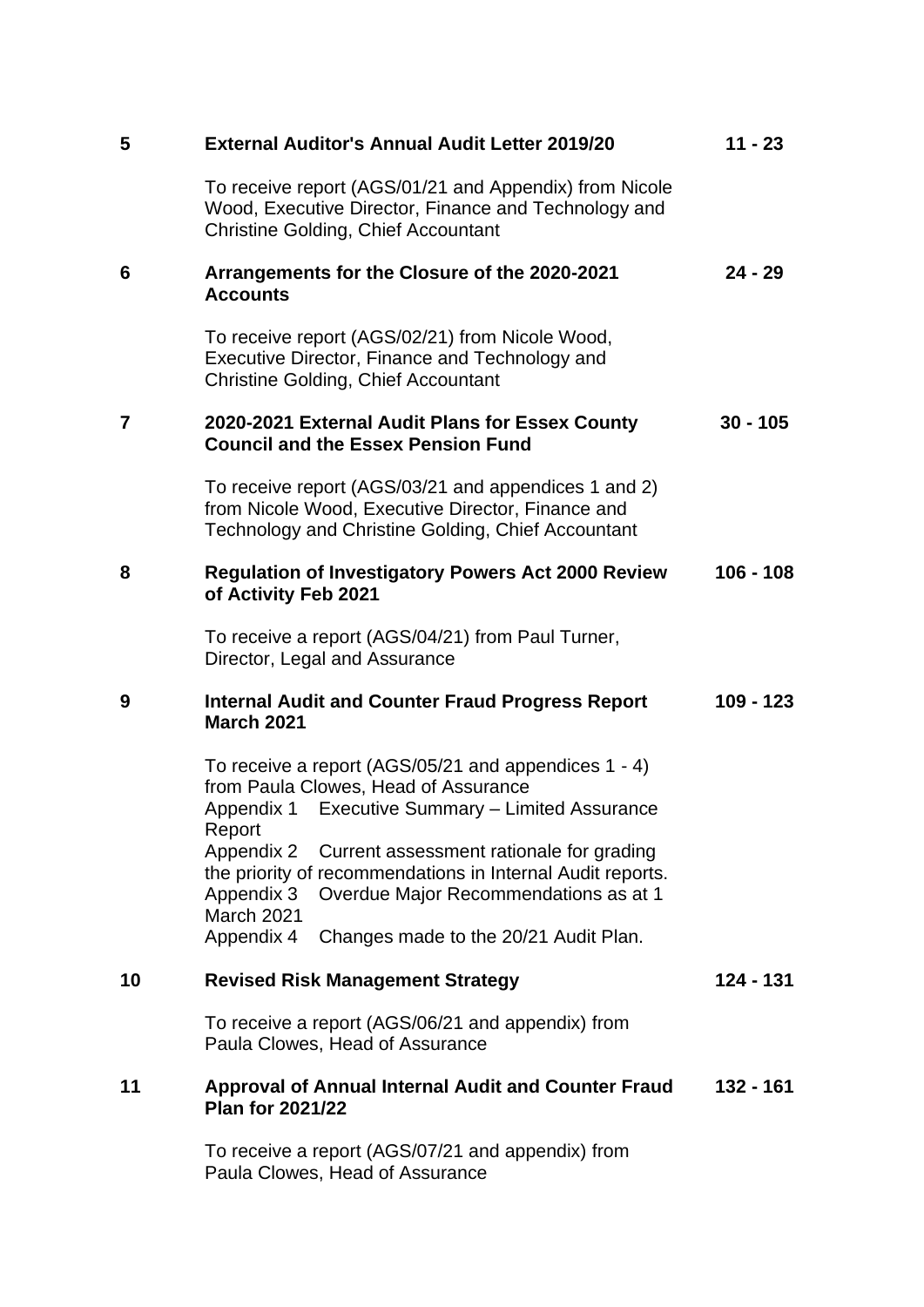| | | |
|---|---|---|
| **5** | **External Auditor's Annual Audit Letter 2019/20**<br><br>To receive report (AGS/01/21 and Appendix) from Nicole Wood, Executive Director, Finance and Technology and Christine Golding, Chief Accountant | **11 - 23** |
| **6** | **Arrangements for the Closure of the 2020-2021 Accounts**<br><br>To receive report (AGS/02/21) from Nicole Wood, Executive Director, Finance and Technology and Christine Golding, Chief Accountant | **24 - 29** |
| **7** | **2020-2021 External Audit Plans for Essex County Council and the Essex Pension Fund**<br><br>To receive report (AGS/03/21 and appendices 1 and 2) from Nicole Wood, Executive Director, Finance and Technology and Christine Golding, Chief Accountant | **30 - 105** |
| **8** | **Regulation of Investigatory Powers Act 2000 Review of Activity Feb 2021**<br><br>To receive a report (AGS/04/21) from Paul Turner, Director, Legal and Assurance | **106 - 108** |
| **9** | **Internal Audit and Counter Fraud Progress Report March 2021**<br><br>To receive a report (AGS/05/21 and appendices 1 - 4) from Paula Clowes, Head of Assurance<br>Appendix 1 Executive Summary – Limited Assurance Report<br>Appendix 2 Current assessment rationale for grading the priority of recommendations in Internal Audit reports.<br>Appendix 3 Overdue Major Recommendations as at 1 March 2021<br>Appendix 4 Changes made to the 20/21 Audit Plan. | **109 - 123** |
| **10** | **Revised Risk Management Strategy**<br><br>To receive a report (AGS/06/21 and appendix) from Paula Clowes, Head of Assurance | **124 - 131** |
| **11** | **Approval of Annual Internal Audit and Counter Fraud Plan for 2021/22**<br><br>To receive a report (AGS/07/21 and appendix) from Paula Clowes, Head of Assurance | **132 - 161** |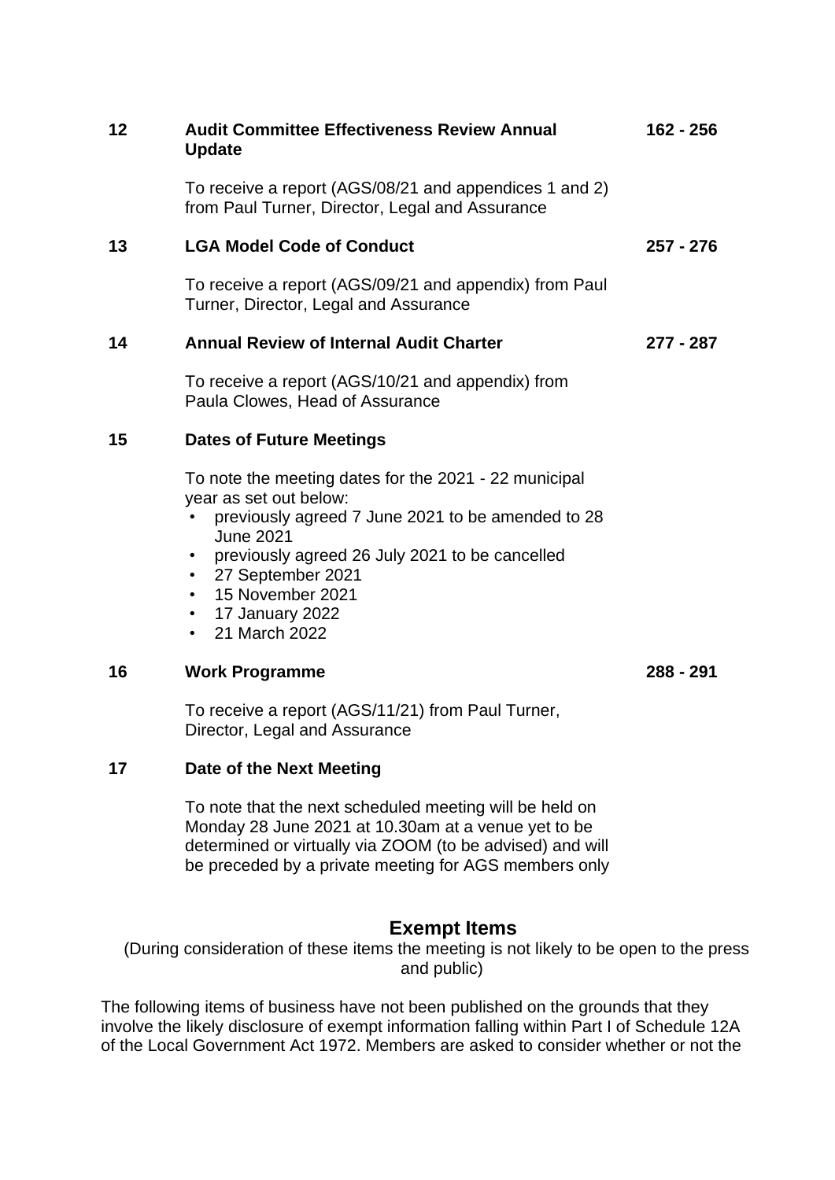| | | |
|---|---|---|
| **12** | **Audit Committee Effectiveness Review Annual Update** | **162 - 256** |
| | To receive a report (AGS/08/21 and appendices 1 and 2) from Paul Turner, Director, Legal and Assurance | |
| **13** | **LGA Model Code of Conduct** | **257 - 276** |
| | To receive a report (AGS/09/21 and appendix) from Paul Turner, Director, Legal and Assurance | |
| **14** | **Annual Review of Internal Audit Charter** | **277 - 287** |
| | To receive a report (AGS/10/21 and appendix) from Paula Clowes, Head of Assurance | |
| **15** | **Dates of Future Meetings** | |
| | To note the meeting dates for the 2021 - 22 municipal year as set out below:<br>• previously agreed 7 June 2021 to be amended to 28 June 2021<br>• previously agreed 26 July 2021 to be cancelled<br>• 27 September 2021<br>• 15 November 2021<br>• 17 January 2022<br>• 21 March 2022 | |
| **16** | **Work Programme** | **288 - 291** |
| | To receive a report (AGS/11/21) from Paul Turner, Director, Legal and Assurance | |
| **17** | **Date of the Next Meeting** | |
| | To note that the next scheduled meeting will be held on Monday 28 June 2021 at 10.30am at a venue yet to be determined or virtually via ZOOM (to be advised) and will be preceded by a private meeting for AGS members only | |

## Exempt Items

(During consideration of these items the meeting is not likely to be open to the press and public)

The following items of business have not been published on the grounds that they involve the likely disclosure of exempt information falling within Part I of Schedule 12A of the Local Government Act 1972. Members are asked to consider whether or not the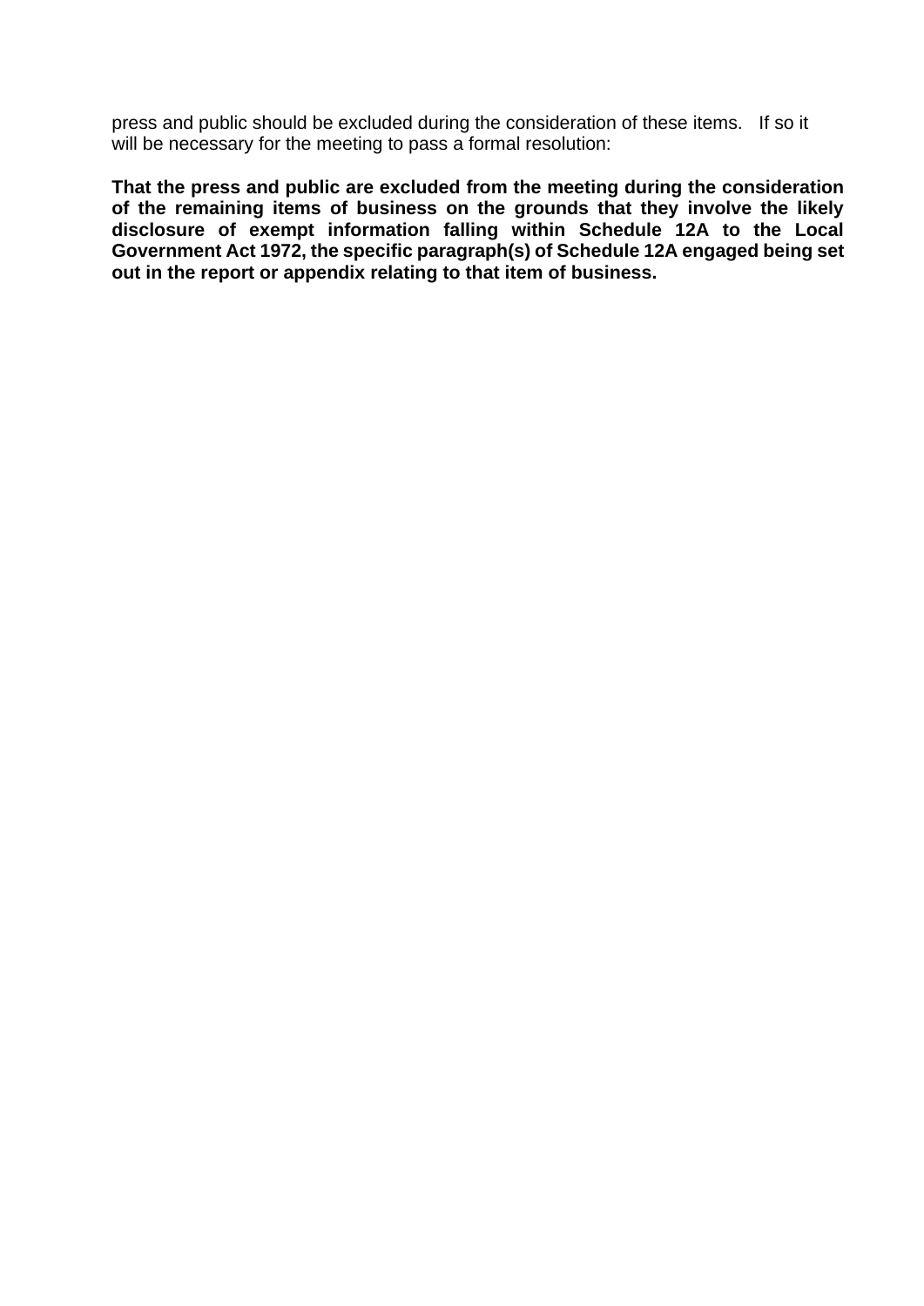press and public should be excluded during the consideration of these items. If so it will be necessary for the meeting to pass a formal resolution:

**That the press and public are excluded from the meeting during the consideration of the remaining items of business on the grounds that they involve the likely disclosure of exempt information falling within Schedule 12A to the Local Government Act 1972, the specific paragraph(s) of Schedule 12A engaged being set out in the report or appendix relating to that item of business.**